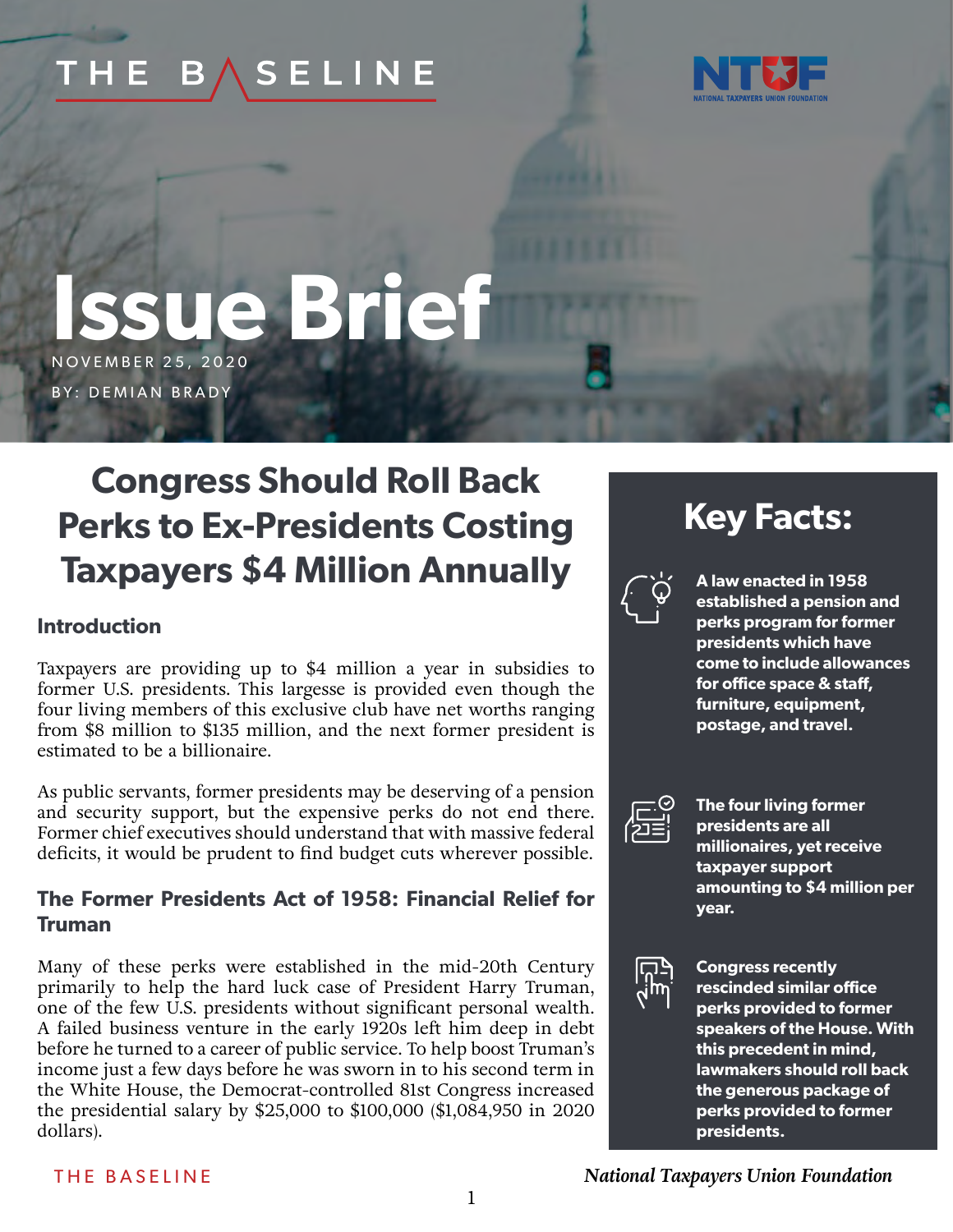THE BASELINE

NTUF — National Taxpayers Union Foundation

# Issue Brief

NOVEMBER 25, 2020

BY: DEMIAN BRADY

## Congress Should Roll Back Perks to Ex-Presidents Costing Taxpayers $4 Million Annually

### Introduction

Taxpayers are providing up to $4 million a year in subsidies to former U.S. presidents. This largesse is provided even though the four living members of this exclusive club have net worths ranging from $8 million to $135 million, and the next former president is estimated to be a billionaire.

As public servants, former presidents may be deserving of a pension and security support, but the expensive perks do not end there. Former chief executives should understand that with massive federal deficits, it would be prudent to find budget cuts wherever possible.

### The Former Presidents Act of 1958: Financial Relief for Truman

Many of these perks were established in the mid-20th Century primarily to help the hard luck case of President Harry Truman, one of the few U.S. presidents without significant personal wealth. A failed business venture in the early 1920s left him deep in debt before he turned to a career of public service. To help boost Truman's income just a few days before he was sworn in to his second term in the White House, the Democrat-controlled 81st Congress increased the presidential salary by $25,000 to $100,000 ($1,084,950 in 2020 dollars).

## Key Facts:

- **A law enacted in 1958 established a pension and perks program for former presidents which have come to include allowances for office space & staff, furniture, equipment, postage, and travel.**
- **The four living former presidents are all millionaires, yet receive taxpayer support amounting to $4 million per year.**
- **Congress recently rescinded similar office perks provided to former speakers of the House. With this precedent in mind, lawmakers should roll back the generous package of perks provided to former presidents.**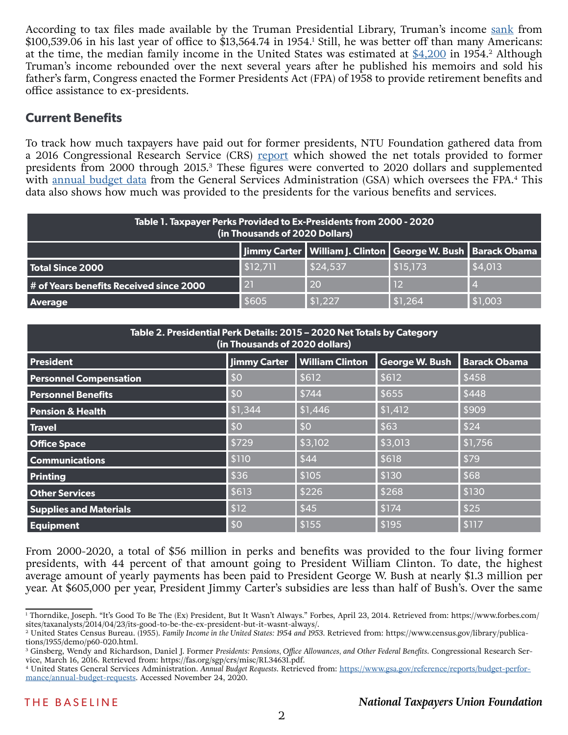According to tax files made available by the Truman Presidential Library, Truman's income sank from \$100,539.06 in his last year of office to \$13,564.74 in 1954.[1] Still, he was better off than many Americans: at the time, the median family income in the United States was estimated at \$4,200 in 1954.[2] Although Truman's income rebounded over the next several years after he published his memoirs and sold his father's farm, Congress enacted the Former Presidents Act (FPA) of 1958 to provide retirement benefits and office assistance to ex-presidents.

## Current Benefits

To track how much taxpayers have paid out for former presidents, NTU Foundation gathered data from a 2016 Congressional Research Service (CRS) report which showed the net totals provided to former presidents from 2000 through 2015.[3] These figures were converted to 2020 dollars and supplemented with annual budget data from the General Services Administration (GSA) which oversees the FPA.[4] This data also shows how much was provided to the presidents for the various benefits and services.

**Table 1. Taxpayer Perks Provided to Ex-Presidents from 2000 - 2020 (in Thousands of 2020 Dollars)**

| | Jimmy Carter | William J. Clinton | George W. Bush | Barack Obama |
|---|---|---|---|---|
| **Total Since 2000** | \$12,711 | \$24,537 | \$15,173 | \$4,013 |
| **# of Years benefits Received since 2000** | 21 | 20 | 12 | 4 |
| **Average** | \$605 | \$1,227 | \$1,264 | \$1,003 |

**Table 2. Presidential Perk Details: 2015 – 2020 Net Totals by Category (in Thousands of 2020 dollars)**

| President | Jimmy Carter | William Clinton | George W. Bush | Barack Obama |
|---|---|---|---|---|
| **Personnel Compensation** | \$0 | \$612 | \$612 | \$458 |
| **Personnel Benefits** | \$0 | \$744 | \$655 | \$448 |
| **Pension & Health** | \$1,344 | \$1,446 | \$1,412 | \$909 |
| **Travel** | \$0 | \$0 | \$63 | \$24 |
| **Office Space** | \$729 | \$3,102 | \$3,013 | \$1,756 |
| **Communications** | \$110 | \$44 | \$618 | \$79 |
| **Printing** | \$36 | \$105 | \$130 | \$68 |
| **Other Services** | \$613 | \$226 | \$268 | \$130 |
| **Supplies and Materials** | \$12 | \$45 | \$174 | \$25 |
| **Equipment** | \$0 | \$155 | \$195 | \$117 |

From 2000-2020, a total of \$56 million in perks and benefits was provided to the four living former presidents, with 44 percent of that amount going to President William Clinton. To date, the highest average amount of yearly payments has been paid to President George W. Bush at nearly \$1.3 million per year. At \$605,000 per year, President Jimmy Carter's subsidies are less than half of Bush's. Over the same

---

[1] Thorndike, Joseph. "It's Good To Be The (Ex) President, But It Wasn't Always." Forbes, April 23, 2014. Retrieved from: https://www.forbes.com/sites/taxanalysts/2014/04/23/its-good-to-be-the-ex-president-but-it-wasnt-always/.

[2] United States Census Bureau. (1955). *Family Income in the United States: 1954 and 1953*. Retrieved from: https://www.census.gov/library/publications/1955/demo/p60-020.html.

[3] Ginsberg, Wendy and Richardson, Daniel J. Former *Presidents: Pensions, Office Allowances, and Other Federal Benefits*. Congressional Research Service, March 16, 2016. Retrieved from: https://fas.org/sgp/crs/misc/RL34631.pdf.

[4] United States General Services Administration. *Annual Budget Requests*. Retrieved from: https://www.gsa.gov/reference/reports/budget-performance/annual-budget-requests. Accessed November 24, 2020.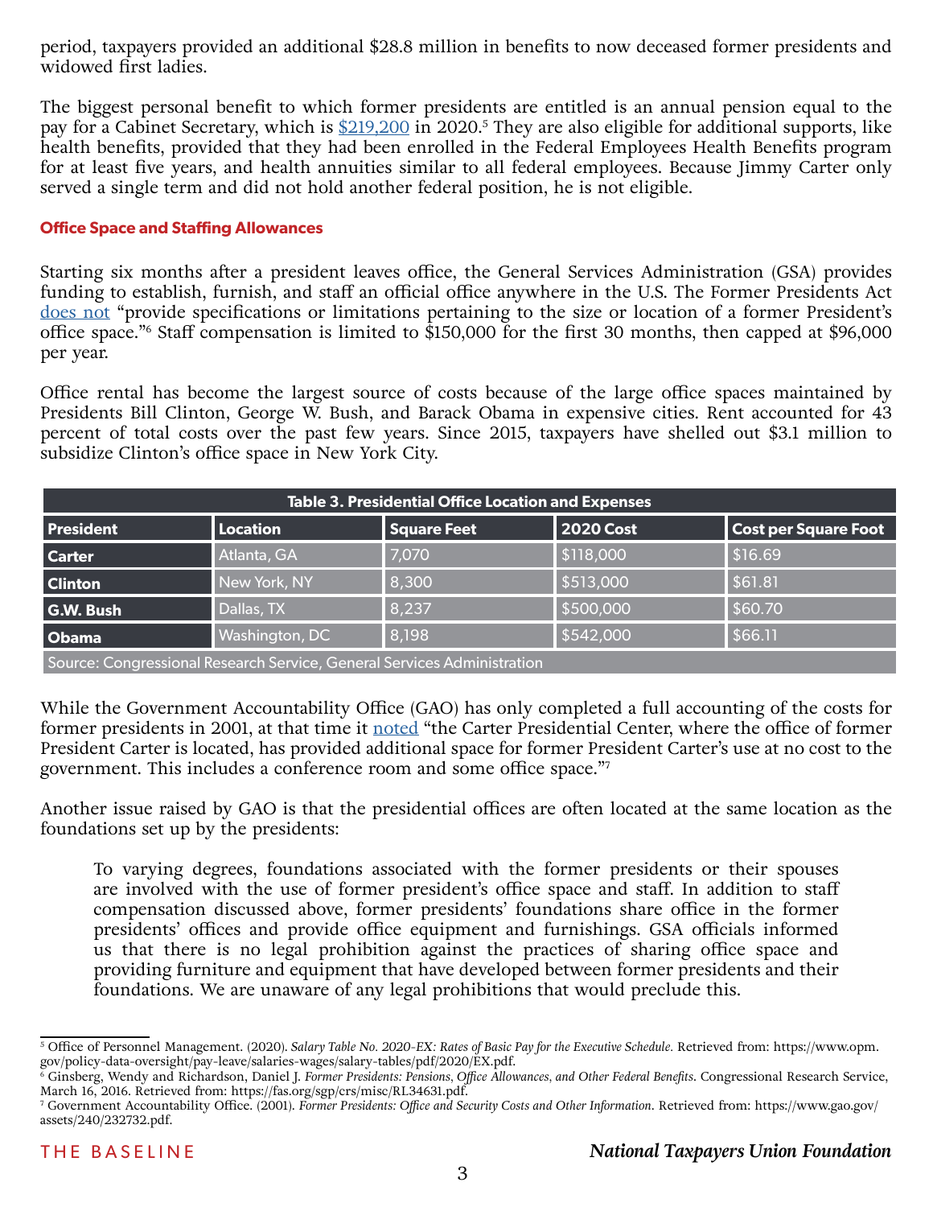period, taxpayers provided an additional $28.8 million in benefits to now deceased former presidents and widowed first ladies.

The biggest personal benefit to which former presidents are entitled is an annual pension equal to the pay for a Cabinet Secretary, which is $219,200 in 2020.[5] They are also eligible for additional supports, like health benefits, provided that they had been enrolled in the Federal Employees Health Benefits program for at least five years, and health annuities similar to all federal employees. Because Jimmy Carter only served a single term and did not hold another federal position, he is not eligible.

### Office Space and Staffing Allowances

Starting six months after a president leaves office, the General Services Administration (GSA) provides funding to establish, furnish, and staff an official office anywhere in the U.S. The Former Presidents Act does not "provide specifications or limitations pertaining to the size or location of a former President's office space."[6] Staff compensation is limited to $150,000 for the first 30 months, then capped at $96,000 per year.

Office rental has become the largest source of costs because of the large office spaces maintained by Presidents Bill Clinton, George W. Bush, and Barack Obama in expensive cities. Rent accounted for 43 percent of total costs over the past few years. Since 2015, taxpayers have shelled out $3.1 million to subsidize Clinton's office space in New York City.

**Table 3. Presidential Office Location and Expenses**

| President | Location | Square Feet | 2020 Cost | Cost per Square Foot |
|---|---|---|---|---|
| Carter | Atlanta, GA | 7,070 | $118,000 | $16.69 |
| Clinton | New York, NY | 8,300 | $513,000 | $61.81 |
| G.W. Bush | Dallas, TX | 8,237 | $500,000 | $60.70 |
| Obama | Washington, DC | 8,198 | $542,000 | $66.11 |

Source: Congressional Research Service, General Services Administration

While the Government Accountability Office (GAO) has only completed a full accounting of the costs for former presidents in 2001, at that time it noted "the Carter Presidential Center, where the office of former President Carter is located, has provided additional space for former President Carter's use at no cost to the government. This includes a conference room and some office space."[7]

Another issue raised by GAO is that the presidential offices are often located at the same location as the foundations set up by the presidents:

> To varying degrees, foundations associated with the former presidents or their spouses are involved with the use of former president's office space and staff. In addition to staff compensation discussed above, former presidents' foundations share office in the former presidents' offices and provide office equipment and furnishings. GSA officials informed us that there is no legal prohibition against the practices of sharing office space and providing furniture and equipment that have developed between former presidents and their foundations. We are unaware of any legal prohibitions that would preclude this.

---

[5] Office of Personnel Management. (2020). *Salary Table No. 2020-EX: Rates of Basic Pay for the Executive Schedule*. Retrieved from: https://www.opm.gov/policy-data-oversight/pay-leave/salaries-wages/salary-tables/pdf/2020/EX.pdf.

[6] Ginsberg, Wendy and Richardson, Daniel J. *Former Presidents: Pensions, Office Allowances, and Other Federal Benefits*. Congressional Research Service, March 16, 2016. Retrieved from: https://fas.org/sgp/crs/misc/RL34631.pdf.

[7] Government Accountability Office. (2001). *Former Presidents: Office and Security Costs and Other Information*. Retrieved from: https://www.gao.gov/assets/240/232732.pdf.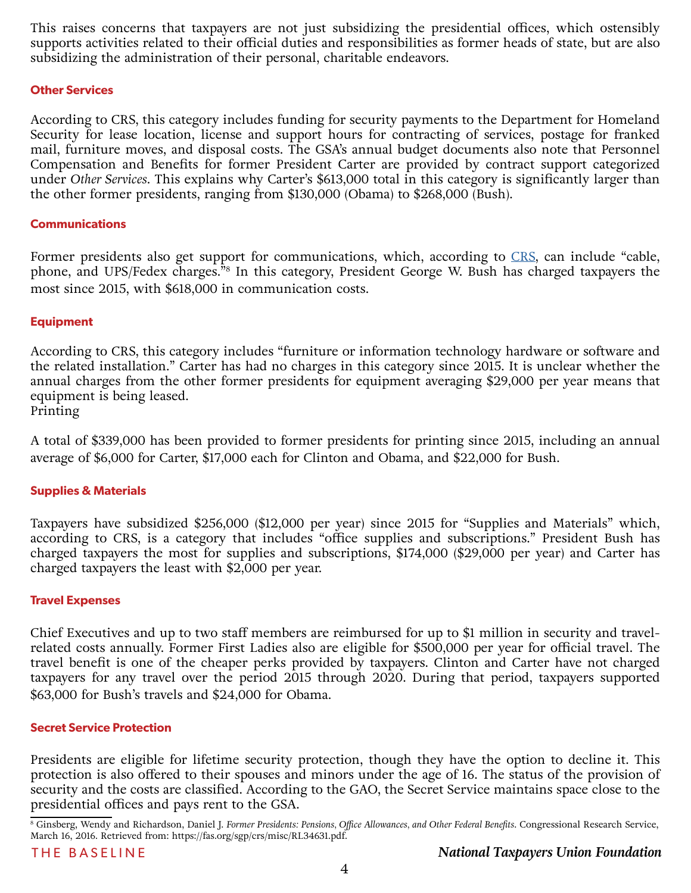This raises concerns that taxpayers are not just subsidizing the presidential offices, which ostensibly supports activities related to their official duties and responsibilities as former heads of state, but are also subsidizing the administration of their personal, charitable endeavors.

### Other Services

According to CRS, this category includes funding for security payments to the Department for Homeland Security for lease location, license and support hours for contracting of services, postage for franked mail, furniture moves, and disposal costs. The GSA's annual budget documents also note that Personnel Compensation and Benefits for former President Carter are provided by contract support categorized under *Other Services*. This explains why Carter's $613,000 total in this category is significantly larger than the other former presidents, ranging from $130,000 (Obama) to $268,000 (Bush).

### Communications

Former presidents also get support for communications, which, according to CRS, can include "cable, phone, and UPS/Fedex charges."[8] In this category, President George W. Bush has charged taxpayers the most since 2015, with $618,000 in communication costs.

### Equipment

According to CRS, this category includes "furniture or information technology hardware or software and the related installation." Carter has had no charges in this category since 2015. It is unclear whether the annual charges from the other former presidents for equipment averaging $29,000 per year means that equipment is being leased.

Printing

A total of $339,000 has been provided to former presidents for printing since 2015, including an annual average of $6,000 for Carter, $17,000 each for Clinton and Obama, and $22,000 for Bush.

### Supplies & Materials

Taxpayers have subsidized $256,000 ($12,000 per year) since 2015 for "Supplies and Materials" which, according to CRS, is a category that includes "office supplies and subscriptions." President Bush has charged taxpayers the most for supplies and subscriptions, $174,000 ($29,000 per year) and Carter has charged taxpayers the least with $2,000 per year.

### Travel Expenses

Chief Executives and up to two staff members are reimbursed for up to $1 million in security and travel-related costs annually. Former First Ladies also are eligible for $500,000 per year for official travel. The travel benefit is one of the cheaper perks provided by taxpayers. Clinton and Carter have not charged taxpayers for any travel over the period 2015 through 2020. During that period, taxpayers supported $63,000 for Bush's travels and $24,000 for Obama.

### Secret Service Protection

Presidents are eligible for lifetime security protection, though they have the option to decline it. This protection is also offered to their spouses and minors under the age of 16. The status of the provision of security and the costs are classified. According to the GAO, the Secret Service maintains space close to the presidential offices and pays rent to the GSA.

---

[8] Ginsberg, Wendy and Richardson, Daniel J. *Former Presidents: Pensions, Office Allowances, and Other Federal Benefits*. Congressional Research Service, March 16, 2016. Retrieved from: https://fas.org/sgp/crs/misc/RL34631.pdf.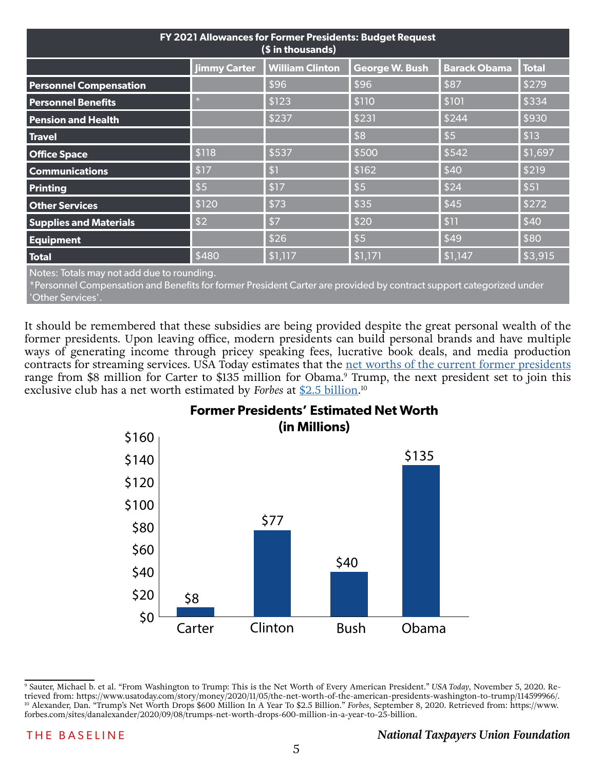| FY 2021 Allowances for Former Presidents: Budget Request ($ in thousands) | | | | | |
|---|---|---|---|---|---|
| | Jimmy Carter | William Clinton | George W. Bush | Barack Obama | Total |
| **Personnel Compensation** | | $96 | $96 | $87 | $279 |
| **Personnel Benefits** | * | $123 | $110 | $101 | $334 |
| **Pension and Health** | | $237 | $231 | $244 | $930 |
| **Travel** | | | $8 | $5 | $13 |
| **Office Space** | $118 | $537 | $500 | $542 | $1,697 |
| **Communications** | $17 | $1 | $162 | $40 | $219 |
| **Printing** | $5 | $17 | $5 | $24 | $51 |
| **Other Services** | $120 | $73 | $35 | $45 | $272 |
| **Supplies and Materials** | $2 | $7 | $20 | $11 | $40 |
| **Equipment** | | $26 | $5 | $49 | $80 |
| **Total** | $480 | $1,117 | $1,171 | $1,147 | $3,915 |

Notes: Totals may not add due to rounding.
*Personnel Compensation and Benefits for former President Carter are provided by contract support categorized under 'Other Services'.

It should be remembered that these subsidies are being provided despite the great personal wealth of the former presidents. Upon leaving office, modern presidents can build personal brands and have multiple ways of generating income through pricey speaking fees, lucrative book deals, and media production contracts for streaming services. USA Today estimates that the net worths of the current former presidents range from $8 million for Carter to $135 million for Obama.[9] Trump, the next president set to join this exclusive club has a net worth estimated by *Forbes* at $2.5 billion.[10]

**Former Presidents' Estimated Net Worth (in Millions)**

| President | Net Worth (in Millions) |
|---|---|
| Carter | $8 |
| Clinton | $77 |
| Bush | $40 |
| Obama | $135 |

[9] Sauter, Michael b. et al. "From Washington to Trump: This is the Net Worth of Every American President." *USA Today*, November 5, 2020. Retrieved from: https://www.usatoday.com/story/money/2020/11/05/the-net-worth-of-the-american-presidents-washington-to-trump/114599966/.
[10] Alexander, Dan. "Trump's Net Worth Drops $600 Million In A Year To $2.5 Billion." *Forbes*, September 8, 2020. Retrieved from: https://www.forbes.com/sites/danalexander/2020/09/08/trumps-net-worth-drops-600-million-in-a-year-to-25-billion.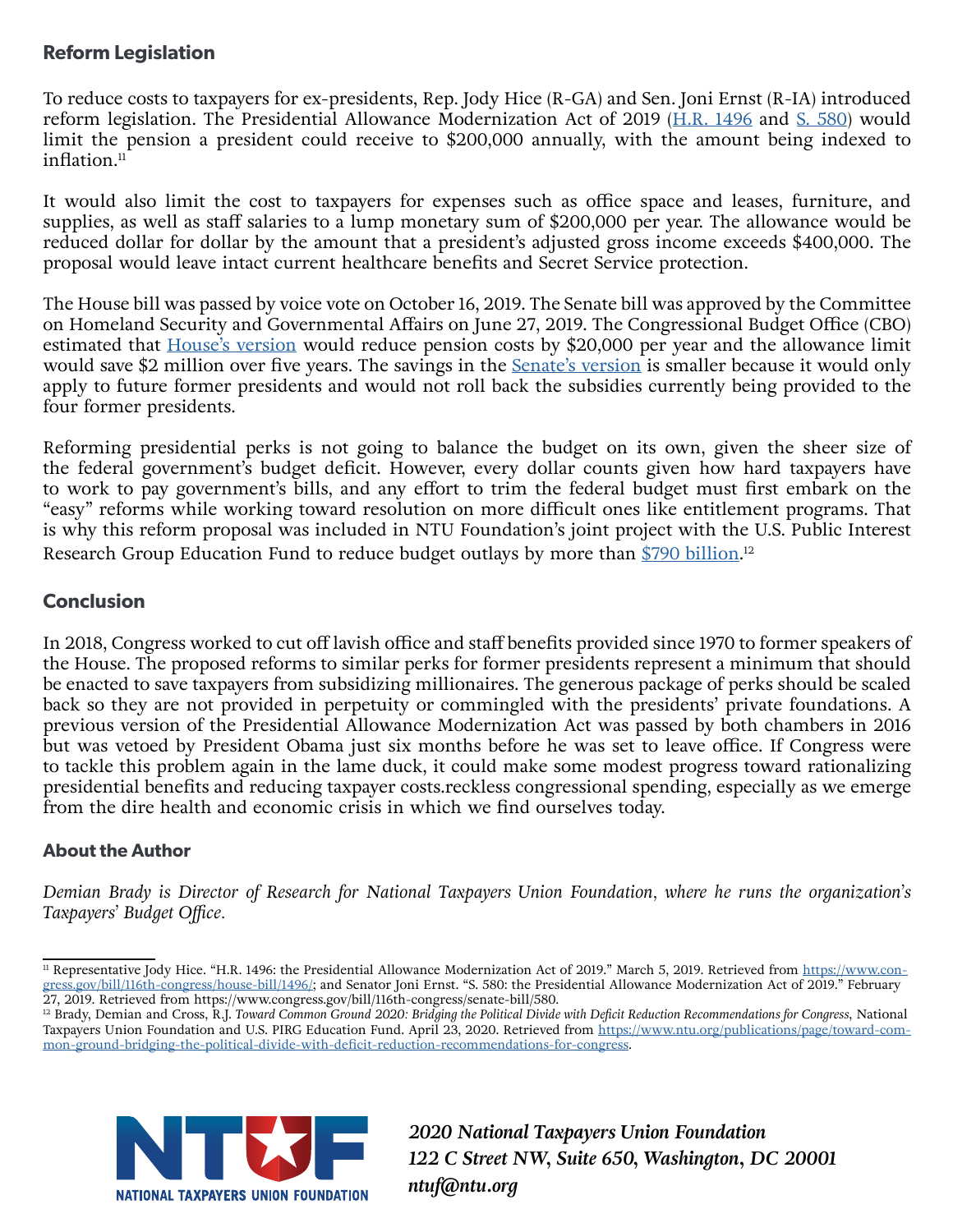## Reform Legislation

To reduce costs to taxpayers for ex-presidents, Rep. Jody Hice (R-GA) and Sen. Joni Ernst (R-IA) introduced reform legislation. The Presidential Allowance Modernization Act of 2019 (H.R. 1496 and S. 580) would limit the pension a president could receive to $200,000 annually, with the amount being indexed to inflation.[11]

It would also limit the cost to taxpayers for expenses such as office space and leases, furniture, and supplies, as well as staff salaries to a lump monetary sum of $200,000 per year. The allowance would be reduced dollar for dollar by the amount that a president's adjusted gross income exceeds $400,000. The proposal would leave intact current healthcare benefits and Secret Service protection.

The House bill was passed by voice vote on October 16, 2019. The Senate bill was approved by the Committee on Homeland Security and Governmental Affairs on June 27, 2019. The Congressional Budget Office (CBO) estimated that House's version would reduce pension costs by $20,000 per year and the allowance limit would save $2 million over five years. The savings in the Senate's version is smaller because it would only apply to future former presidents and would not roll back the subsidies currently being provided to the four former presidents.

Reforming presidential perks is not going to balance the budget on its own, given the sheer size of the federal government's budget deficit. However, every dollar counts given how hard taxpayers have to work to pay government's bills, and any effort to trim the federal budget must first embark on the "easy" reforms while working toward resolution on more difficult ones like entitlement programs. That is why this reform proposal was included in NTU Foundation's joint project with the U.S. Public Interest Research Group Education Fund to reduce budget outlays by more than $790 billion.[12]

## Conclusion

In 2018, Congress worked to cut off lavish office and staff benefits provided since 1970 to former speakers of the House. The proposed reforms to similar perks for former presidents represent a minimum that should be enacted to save taxpayers from subsidizing millionaires. The generous package of perks should be scaled back so they are not provided in perpetuity or commingled with the presidents' private foundations. A previous version of the Presidential Allowance Modernization Act was passed by both chambers in 2016 but was vetoed by President Obama just six months before he was set to leave office. If Congress were to tackle this problem again in the lame duck, it could make some modest progress toward rationalizing presidential benefits and reducing taxpayer costs.reckless congressional spending, especially as we emerge from the dire health and economic crisis in which we find ourselves today.

### About the Author

*Demian Brady is Director of Research for National Taxpayers Union Foundation, where he runs the organization's Taxpayers' Budget Office.*

---

[11] Representative Jody Hice. "H.R. 1496: the Presidential Allowance Modernization Act of 2019." March 5, 2019. Retrieved from https://www.congress.gov/bill/116th-congress/house-bill/1496/; and Senator Joni Ernst. "S. 580: the Presidential Allowance Modernization Act of 2019." February 27, 2019. Retrieved from https://www.congress.gov/bill/116th-congress/senate-bill/580.

[12] Brady, Demian and Cross, R.J. *Toward Common Ground 2020: Bridging the Political Divide with Deficit Reduction Recommendations for Congress*, National Taxpayers Union Foundation and U.S. PIRG Education Fund. April 23, 2020. Retrieved from https://www.ntu.org/publications/page/toward-common-ground-bridging-the-political-divide-with-deficit-reduction-recommendations-for-congress.

NTUF
NATIONAL TAXPAYERS UNION FOUNDATION

***2020 National Taxpayers Union Foundation***
***122 C Street NW, Suite 650, Washington, DC 20001***
***ntuf@ntu.org***